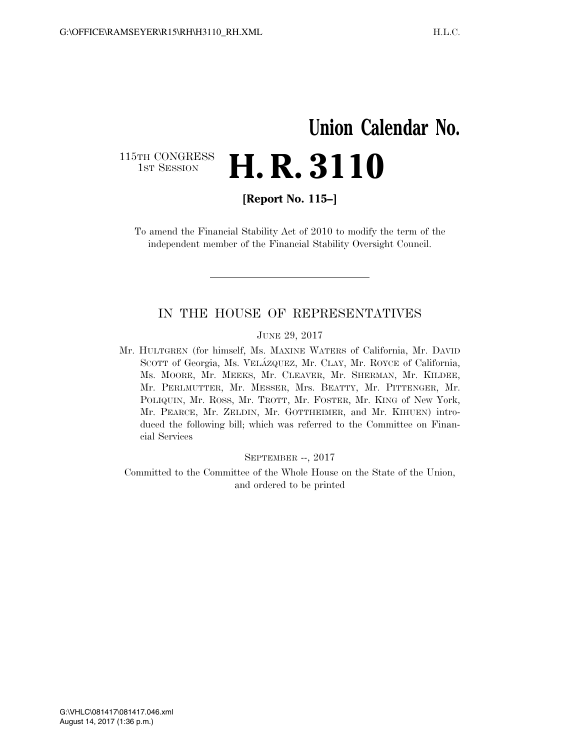# Union Calendar No.

115TH CONGRESS
1ST SESSION

# H. R. 3110

**[Report No. 115–]**

To amend the Financial Stability Act of 2010 to modify the term of the independent member of the Financial Stability Oversight Council.

---

## IN THE HOUSE OF REPRESENTATIVES

JUNE 29, 2017

Mr. HULTGREN (for himself, Ms. MAXINE WATERS of California, Mr. DAVID SCOTT of Georgia, Ms. VELÁZQUEZ, Mr. CLAY, Mr. ROYCE of California, Ms. MOORE, Mr. MEEKS, Mr. CLEAVER, Mr. SHERMAN, Mr. KILDEE, Mr. PERLMUTTER, Mr. MESSER, Mrs. BEATTY, Mr. PITTENGER, Mr. POLIQUIN, Mr. ROSS, Mr. TROTT, Mr. FOSTER, Mr. KING of New York, Mr. PEARCE, Mr. ZELDIN, Mr. GOTTHEIMER, and Mr. KIHUEN) introduced the following bill; which was referred to the Committee on Financial Services

SEPTEMBER --, 2017

Committed to the Committee of the Whole House on the State of the Union, and ordered to be printed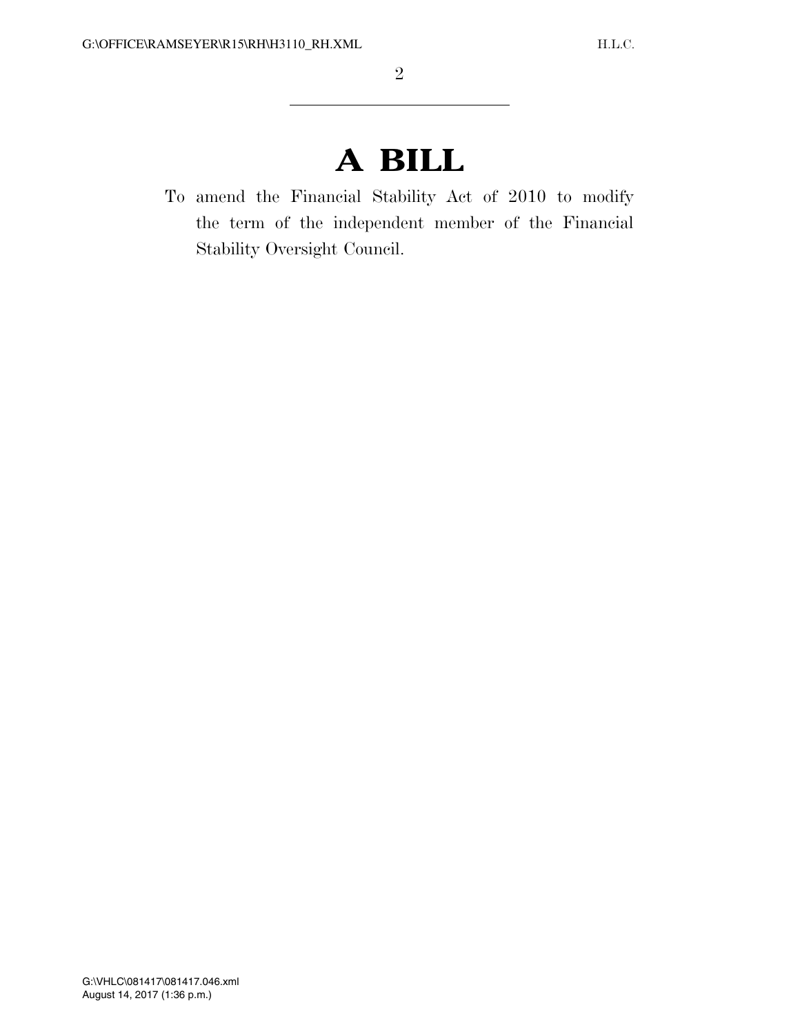# A BILL

To amend the Financial Stability Act of 2010 to modify the term of the independent member of the Financial Stability Oversight Council.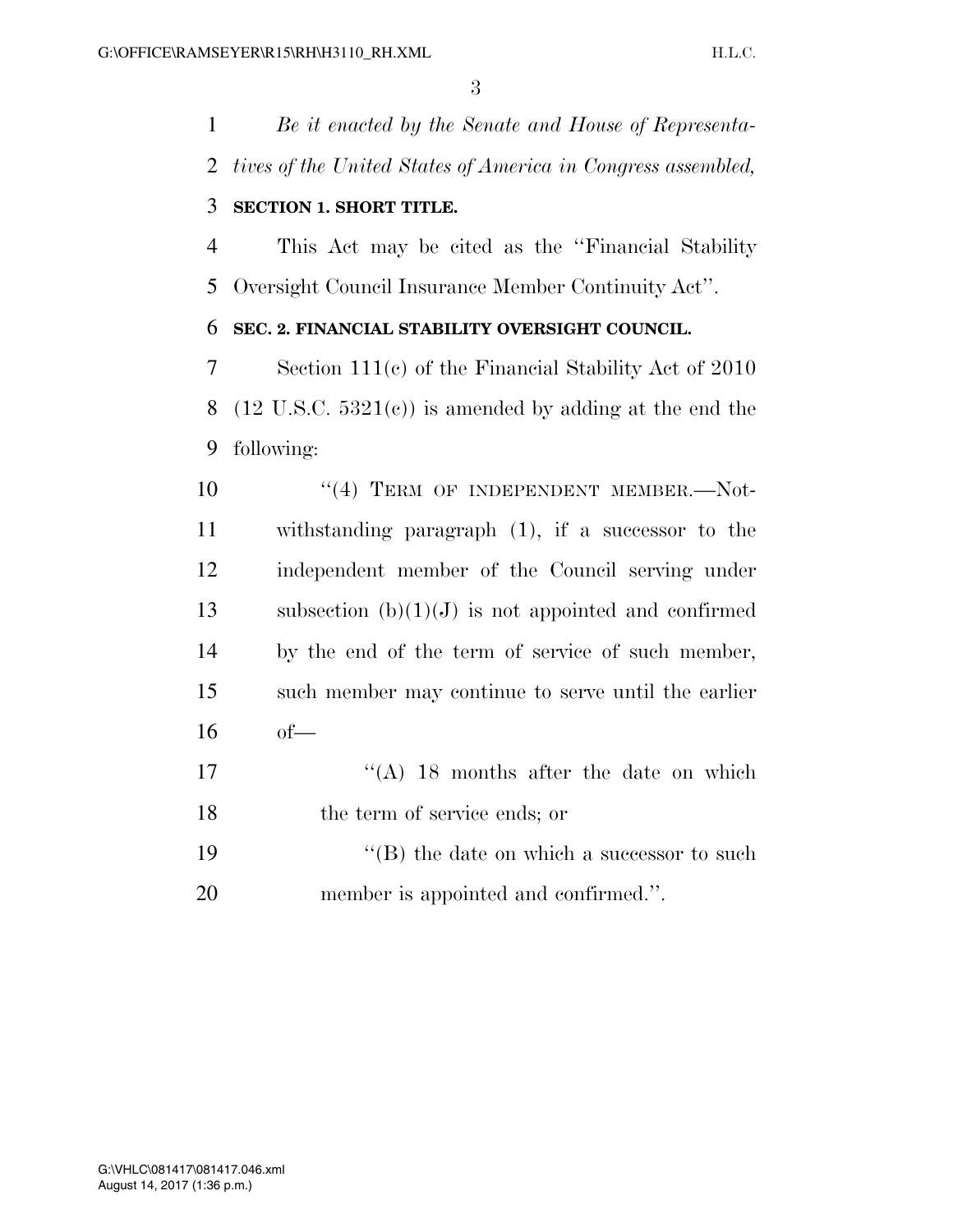*Be it enacted by the Senate and House of Representatives of the United States of America in Congress assembled,*

**SECTION 1. SHORT TITLE.**

This Act may be cited as the "Financial Stability Oversight Council Insurance Member Continuity Act".

**SEC. 2. FINANCIAL STABILITY OVERSIGHT COUNCIL.**

Section 111(c) of the Financial Stability Act of 2010 (12 U.S.C. 5321(c)) is amended by adding at the end the following:

"(4) TERM OF INDEPENDENT MEMBER.—Notwithstanding paragraph (1), if a successor to the independent member of the Council serving under subsection (b)(1)(J) is not appointed and confirmed by the end of the term of service of such member, such member may continue to serve until the earlier of—

"(A) 18 months after the date on which the term of service ends; or

"(B) the date on which a successor to such member is appointed and confirmed.".